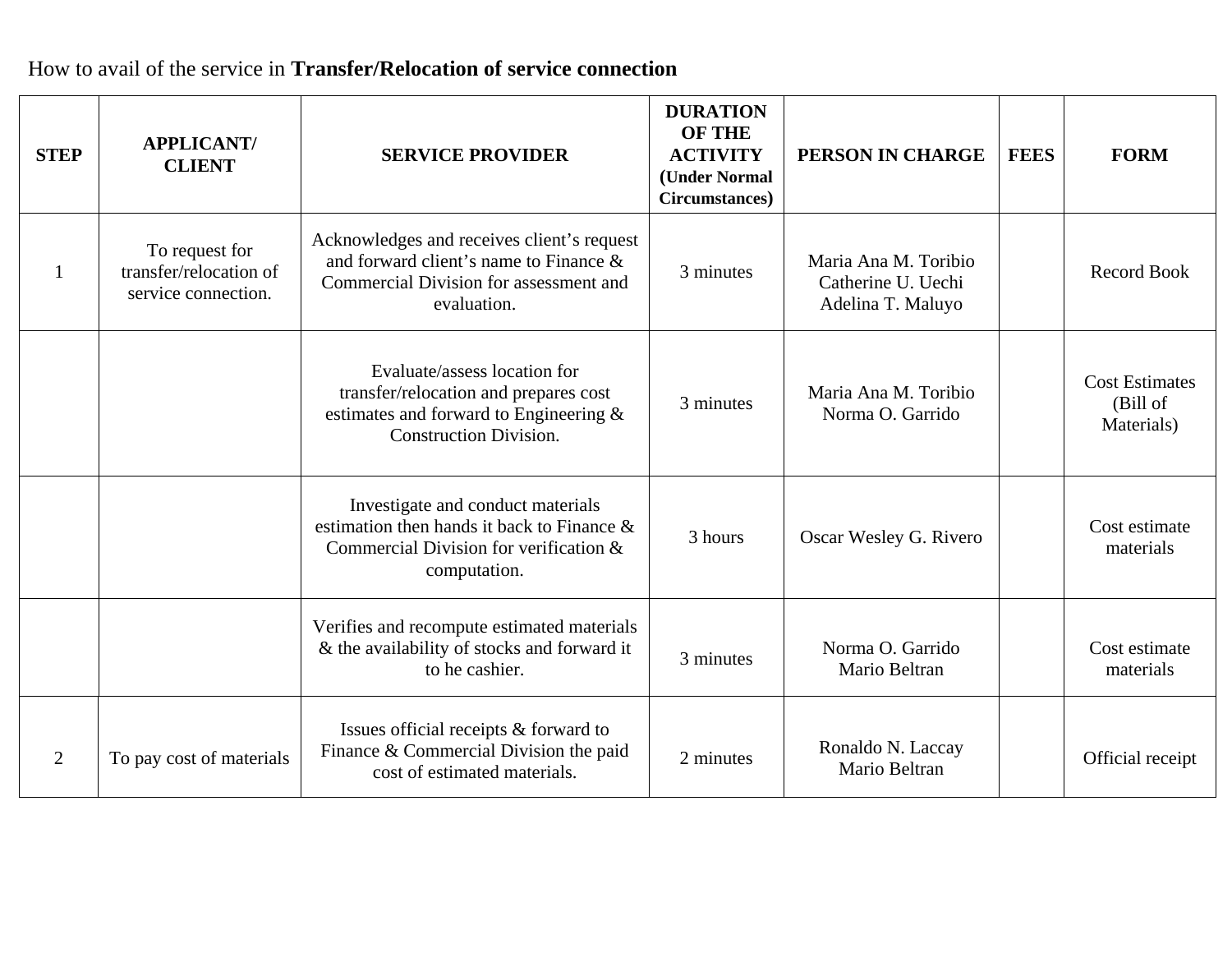How to avail of the service in **Transfer/Relocation of service connection**

| STEP | APPLICANT/ CLIENT | SERVICE PROVIDER | DURATION OF THE ACTIVITY (Under Normal Circumstances) | PERSON IN CHARGE | FEES | FORM |
|---|---|---|---|---|---|---|
| 1 | To request for transfer/relocation of service connection. | Acknowledges and receives client's request and forward client's name to Finance & Commercial Division for assessment and evaluation. | 3 minutes | Maria Ana M. Toribio<br>Catherine U. Uechi<br>Adelina T. Maluyo | | Record Book |
| | | Evaluate/assess location for transfer/relocation and prepares cost estimates and forward to Engineering & Construction Division. | 3 minutes | Maria Ana M. Toribio<br>Norma O. Garrido | | Cost Estimates (Bill of Materials) |
| | | Investigate and conduct materials estimation then hands it back to Finance & Commercial Division for verification & computation. | 3 hours | Oscar Wesley G. Rivero | | Cost estimate materials |
| | | Verifies and recompute estimated materials & the availability of stocks and forward it to he cashier. | 3 minutes | Norma O. Garrido<br>Mario Beltran | | Cost estimate materials |
| 2 | To pay cost of materials | Issues official receipts & forward to Finance & Commercial Division the paid cost of estimated materials. | 2 minutes | Ronaldo N. Laccay<br>Mario Beltran | | Official receipt |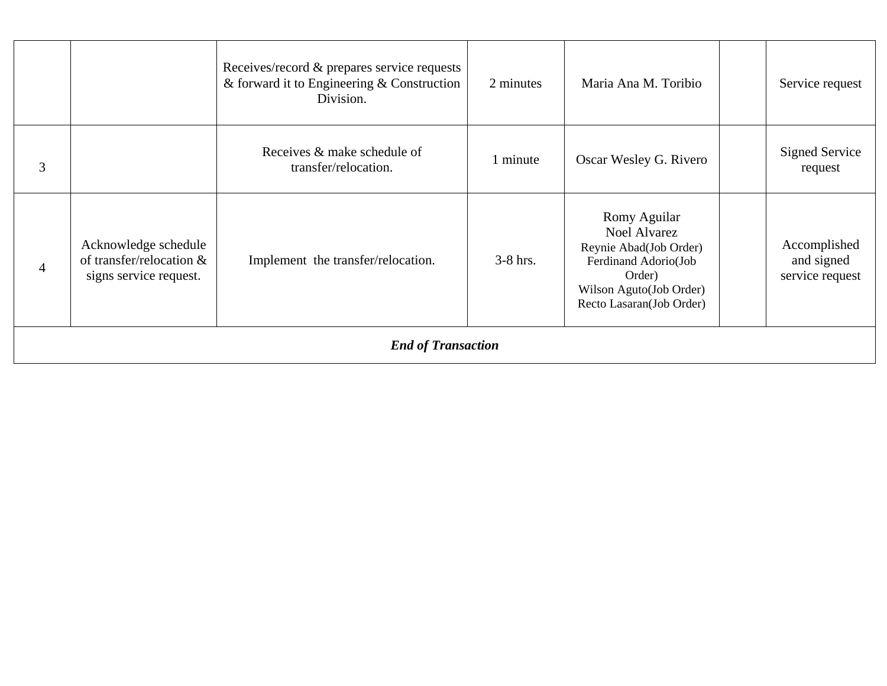| | | | | | | |
|---|---|---|---|---|---|---|
| | | Receives/record & prepares service requests & forward it to Engineering & Construction Division. | 2 minutes | Maria Ana M. Toribio | | Service request |
| 3 | | Receives & make schedule of transfer/relocation. | 1 minute | Oscar Wesley G. Rivero | | Signed Service request |
| 4 | Acknowledge schedule of transfer/relocation & signs service request. | Implement the transfer/relocation. | 3-8 hrs. | Romy Aguilar<br>Noel Alvarez<br>Reynie Abad(Job Order)<br>Ferdinand Adorio(Job Order)<br>Wilson Aguto(Job Order)<br>Recto Lasaran(Job Order) | | Accomplished and signed service request |
| ***End of Transaction*** | | | | | | |